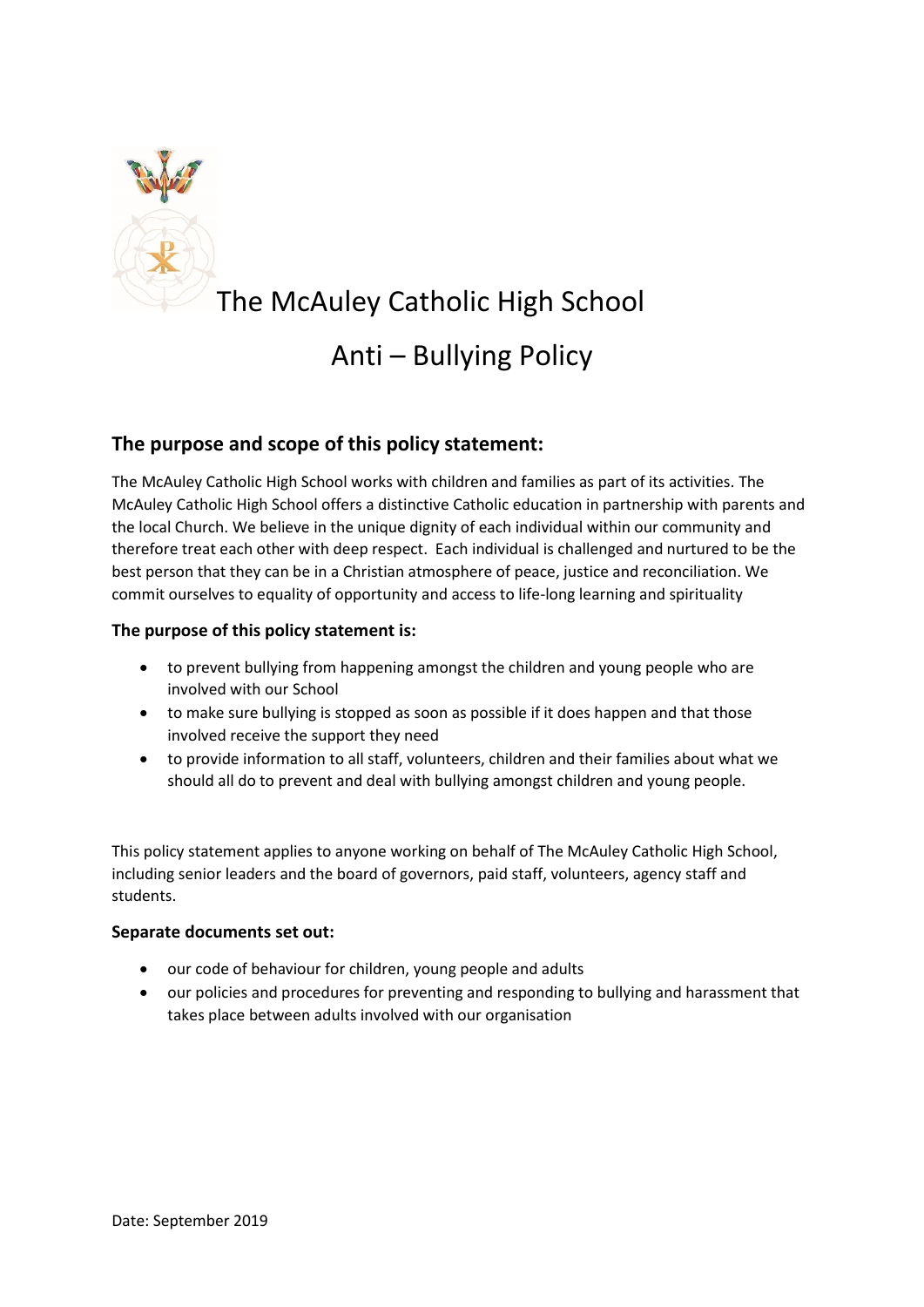# The McAuley Catholic High School

# Anti – Bullying Policy

## The purpose and scope of this policy statement:

The McAuley Catholic High School works with children and families as part of its activities. The McAuley Catholic High School offers a distinctive Catholic education in partnership with parents and the local Church. We believe in the unique dignity of each individual within our community and therefore treat each other with deep respect. Each individual is challenged and nurtured to be the best person that they can be in a Christian atmosphere of peace, justice and reconciliation. We commit ourselves to equality of opportunity and access to life-long learning and spirituality

### The purpose of this policy statement is:

- to prevent bullying from happening amongst the children and young people who are involved with our School
- to make sure bullying is stopped as soon as possible if it does happen and that those involved receive the support they need
- to provide information to all staff, volunteers, children and their families about what we should all do to prevent and deal with bullying amongst children and young people.

This policy statement applies to anyone working on behalf of The McAuley Catholic High School, including senior leaders and the board of governors, paid staff, volunteers, agency staff and students.

### Separate documents set out:

- our code of behaviour for children, young people and adults
- our policies and procedures for preventing and responding to bullying and harassment that takes place between adults involved with our organisation

Date: September 2019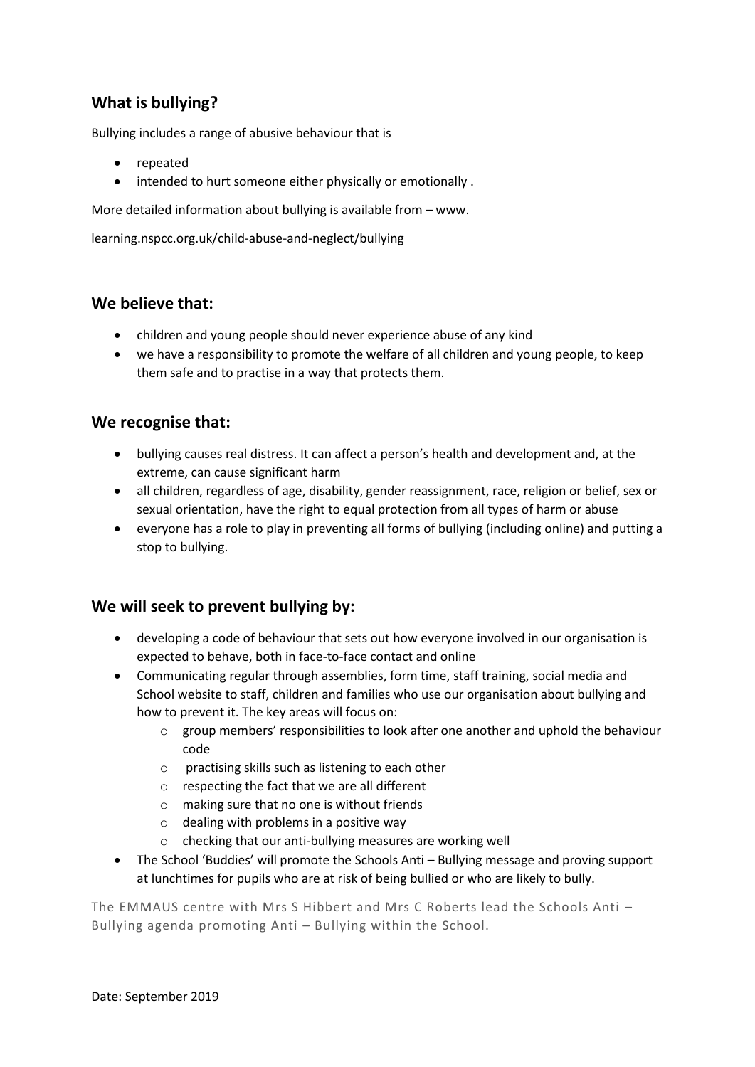## What is bullying?

Bullying includes a range of abusive behaviour that is

- repeated
- intended to hurt someone either physically or emotionally .

More detailed information about bullying is available from – www.

learning.nspcc.org.uk/child-abuse-and-neglect/bullying

## We believe that:

- children and young people should never experience abuse of any kind
- we have a responsibility to promote the welfare of all children and young people, to keep them safe and to practise in a way that protects them.

## We recognise that:

- bullying causes real distress. It can affect a person's health and development and, at the extreme, can cause significant harm
- all children, regardless of age, disability, gender reassignment, race, religion or belief, sex or sexual orientation, have the right to equal protection from all types of harm or abuse
- everyone has a role to play in preventing all forms of bullying (including online) and putting a stop to bullying.

## We will seek to prevent bullying by:

- developing a code of behaviour that sets out how everyone involved in our organisation is expected to behave, both in face-to-face contact and online
- Communicating regular through assemblies, form time, staff training, social media and School website to staff, children and families who use our organisation about bullying and how to prevent it. The key areas will focus on:
    - group members' responsibilities to look after one another and uphold the behaviour code
    - practising skills such as listening to each other
    - respecting the fact that we are all different
    - making sure that no one is without friends
    - dealing with problems in a positive way
    - checking that our anti-bullying measures are working well
- The School 'Buddies' will promote the Schools Anti – Bullying message and proving support at lunchtimes for pupils who are at risk of being bullied or who are likely to bully.

The EMMAUS centre with Mrs S Hibbert and Mrs C Roberts lead the Schools Anti – Bullying agenda promoting Anti – Bullying within the School.

Date: September 2019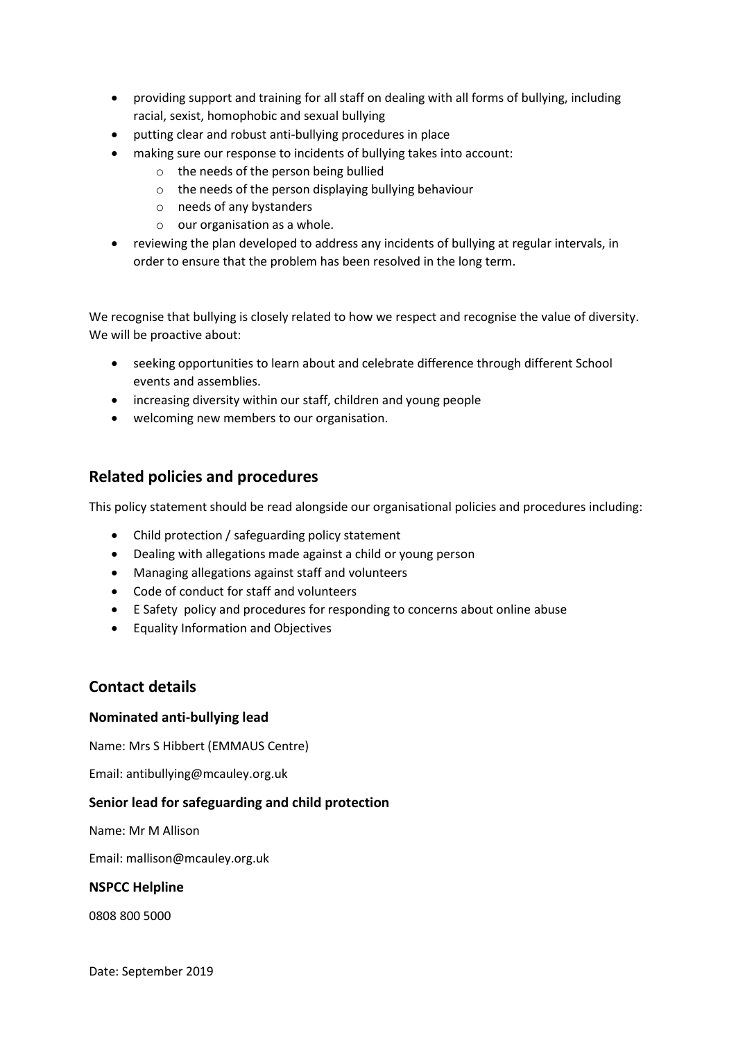- providing support and training for all staff on dealing with all forms of bullying, including racial, sexist, homophobic and sexual bullying
- putting clear and robust anti-bullying procedures in place
- making sure our response to incidents of bullying takes into account:
  - the needs of the person being bullied
  - the needs of the person displaying bullying behaviour
  - needs of any bystanders
  - our organisation as a whole.
- reviewing the plan developed to address any incidents of bullying at regular intervals, in order to ensure that the problem has been resolved in the long term.

We recognise that bullying is closely related to how we respect and recognise the value of diversity. We will be proactive about:

- seeking opportunities to learn about and celebrate difference through different School events and assemblies.
- increasing diversity within our staff, children and young people
- welcoming new members to our organisation.

## Related policies and procedures

This policy statement should be read alongside our organisational policies and procedures including:

- Child protection / safeguarding policy statement
- Dealing with allegations made against a child or young person
- Managing allegations against staff and volunteers
- Code of conduct for staff and volunteers
- E Safety policy and procedures for responding to concerns about online abuse
- Equality Information and Objectives

## Contact details

### Nominated anti-bullying lead

Name: Mrs S Hibbert (EMMAUS Centre)

Email: antibullying@mcauley.org.uk

### Senior lead for safeguarding and child protection

Name: Mr M Allison

Email: mallison@mcauley.org.uk

### NSPCC Helpline

0808 800 5000

Date: September 2019